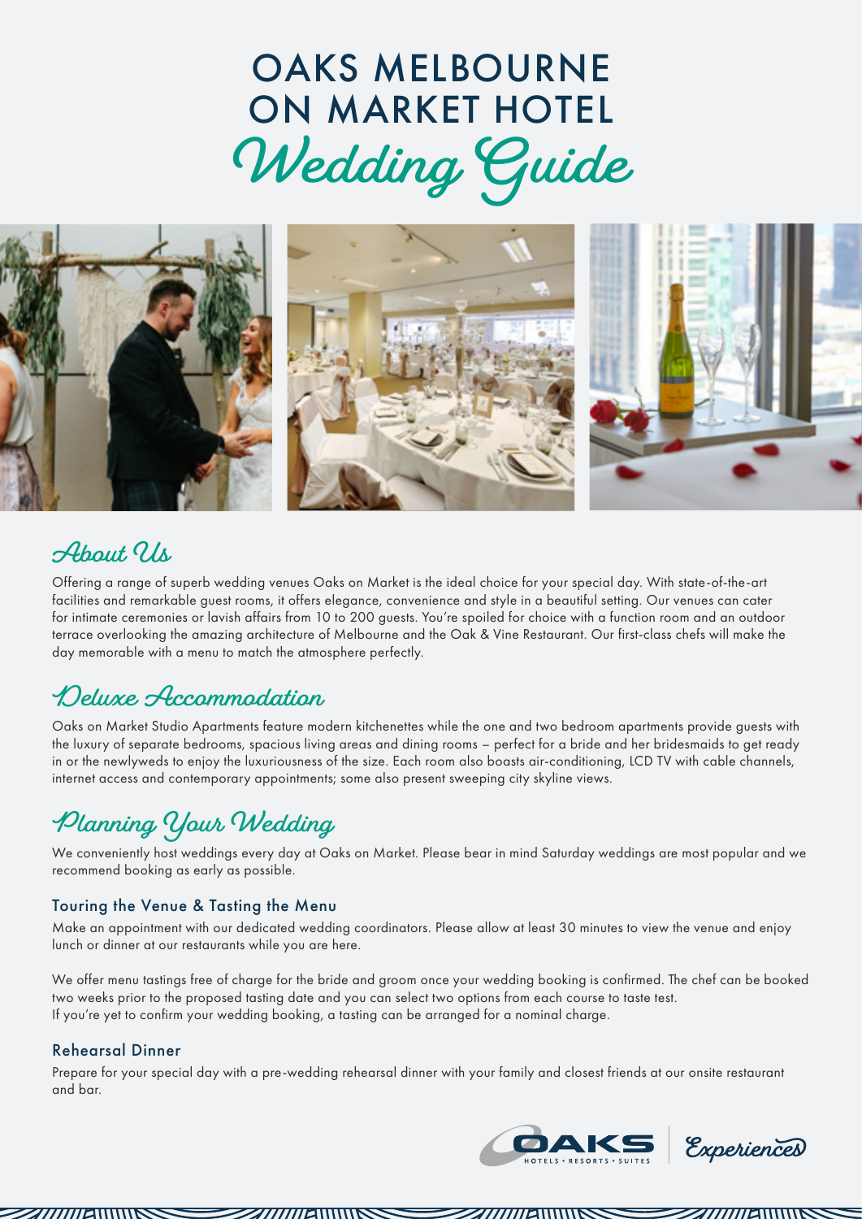# OAKS MELBOURNE ON MARKET HOTEL

# *Wedding Guide*

## About Us

Offering a range of superb wedding venues Oaks on Market is the ideal choice for your special day. With state-of-the-art facilities and remarkable guest rooms, it offers elegance, convenience and style in a beautiful setting. Our venues can cater for intimate ceremonies or lavish affairs from 10 to 200 guests. You're spoiled for choice with a function room and an outdoor terrace overlooking the amazing architecture of Melbourne and the Oak & Vine Restaurant. Our first-class chefs will make the day memorable with a menu to match the atmosphere perfectly.

## Deluxe Accommodation

Oaks on Market Studio Apartments feature modern kitchenettes while the one and two bedroom apartments provide guests with the luxury of separate bedrooms, spacious living areas and dining rooms – perfect for a bride and her bridesmaids to get ready in or the newlyweds to enjoy the luxuriousness of the size. Each room also boasts air-conditioning, LCD TV with cable channels, internet access and contemporary appointments; some also present sweeping city skyline views.

## Planning Your Wedding

We conveniently host weddings every day at Oaks on Market. Please bear in mind Saturday weddings are most popular and we recommend booking as early as possible.

### Touring the Venue & Tasting the Menu

Make an appointment with our dedicated wedding coordinators. Please allow at least 30 minutes to view the venue and enjoy lunch or dinner at our restaurants while you are here.

We offer menu tastings free of charge for the bride and groom once your wedding booking is confirmed. The chef can be booked two weeks prior to the proposed tasting date and you can select two options from each course to taste test.
If you're yet to confirm your wedding booking, a tasting can be arranged for a nominal charge.

### Rehearsal Dinner

Prepare for your special day with a pre-wedding rehearsal dinner with your family and closest friends at our onsite restaurant and bar.

OAKS HOTELS • RESORTS • SUITES | *Experiences*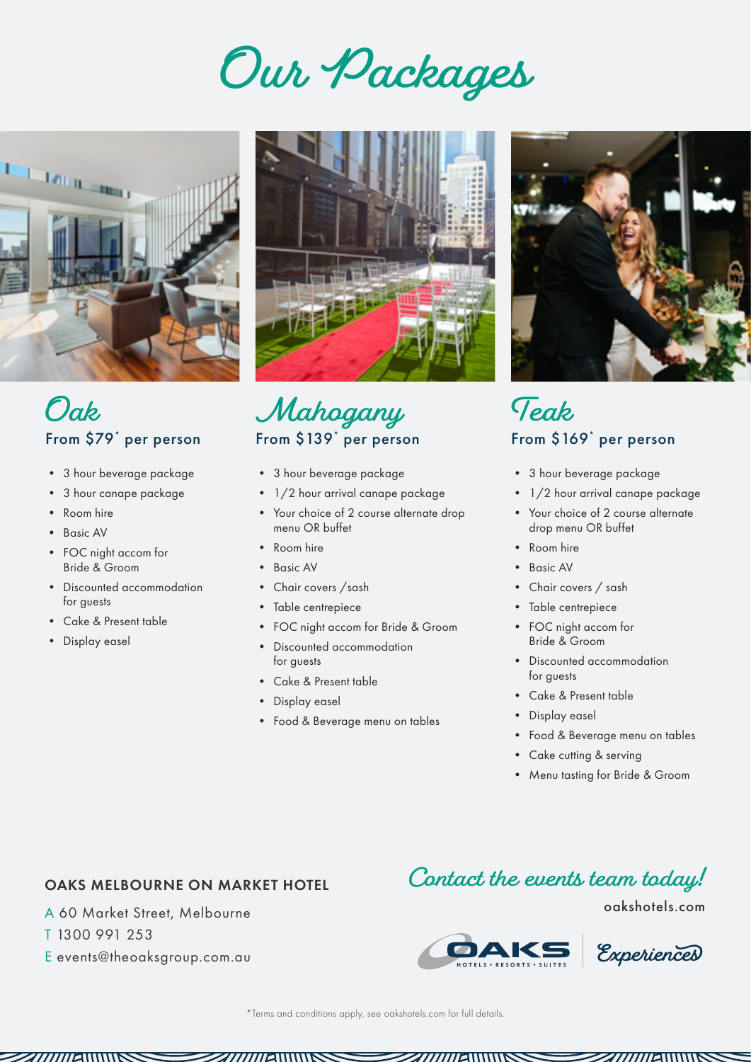# Our Packages

## Oak

From $79* per person

- 3 hour beverage package
- 3 hour canape package
- Room hire
- Basic AV
- FOC night accom for Bride & Groom
- Discounted accommodation for guests
- Cake & Present table
- Display easel

## Mahogany

From $139* per person

- 3 hour beverage package
- 1/2 hour arrival canape package
- Your choice of 2 course alternate drop menu OR buffet
- Room hire
- Basic AV
- Chair covers /sash
- Table centrepiece
- FOC night accom for Bride & Groom
- Discounted accommodation for guests
- Cake & Present table
- Display easel
- Food & Beverage menu on tables

## Teak

From $169* per person

- 3 hour beverage package
- 1/2 hour arrival canape package
- Your choice of 2 course alternate drop menu OR buffet
- Room hire
- Basic AV
- Chair covers / sash
- Table centrepiece
- FOC night accom for Bride & Groom
- Discounted accommodation for guests
- Cake & Present table
- Display easel
- Food & Beverage menu on tables
- Cake cutting & serving
- Menu tasting for Bride & Groom

### OAKS MELBOURNE ON MARKET HOTEL

A 60 Market Street, Melbourne
T 1300 991 253
E events@theoaksgroup.com.au

*Contact the events team today!*

oakshotels.com

OAKS HOTELS • RESORTS • SUITES | Experiences

*Terms and conditions apply, see oakshotels.com for full details.